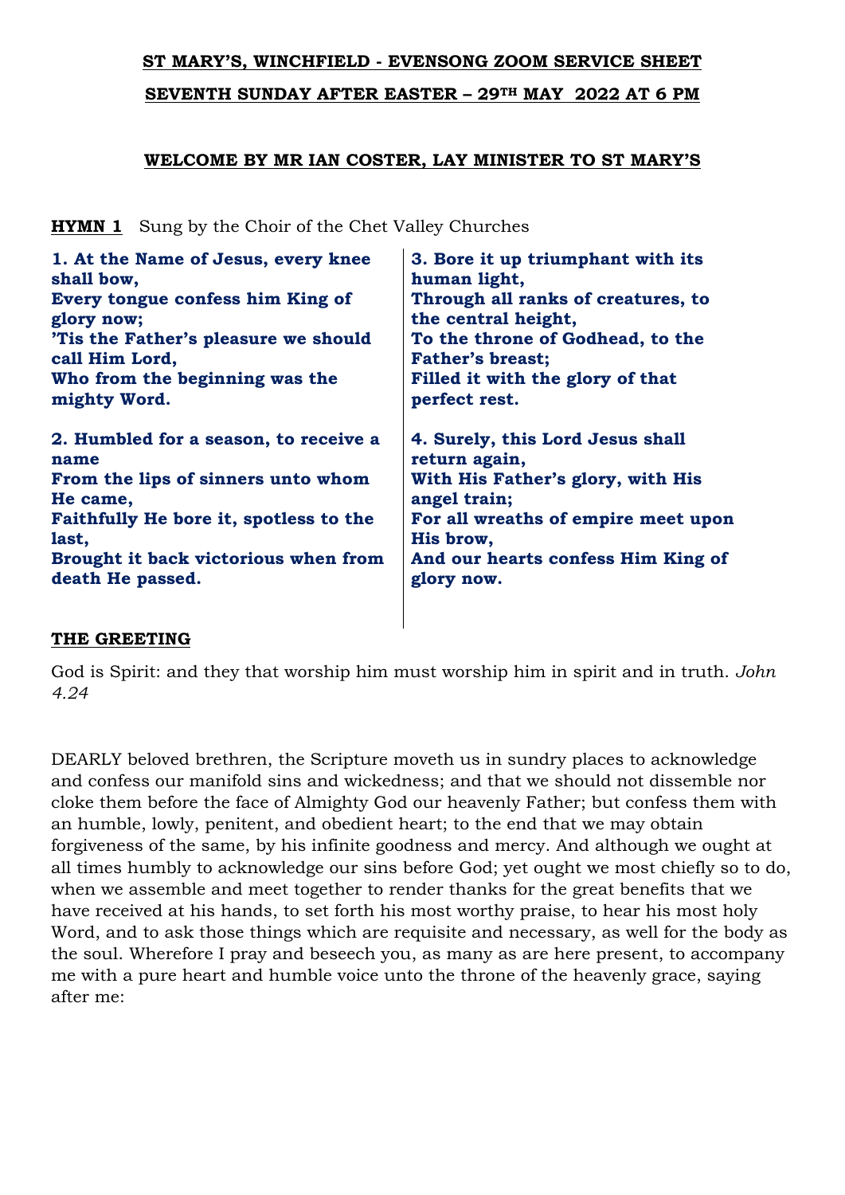**ST MARY'S, WINCHFIELD - EVENSONG ZOOM SERVICE SHEET**

**SEVENTH SUNDAY AFTER EASTER – 29TH MAY 2022 AT 6 PM**

**WELCOME BY MR IAN COSTER, LAY MINISTER TO ST MARY'S**

**HYMN 1** Sung by the Choir of the Chet Valley Churches

**1. At the Name of Jesus, every knee shall bow,**
**Every tongue confess him King of glory now;**
**'Tis the Father's pleasure we should call Him Lord,**
**Who from the beginning was the mighty Word.**

**2. Humbled for a season, to receive a name**
**From the lips of sinners unto whom He came,**
**Faithfully He bore it, spotless to the last,**
**Brought it back victorious when from death He passed.**

**3. Bore it up triumphant with its human light,**
**Through all ranks of creatures, to the central height,**
**To the throne of Godhead, to the Father's breast;**
**Filled it with the glory of that perfect rest.**

**4. Surely, this Lord Jesus shall return again,**
**With His Father's glory, with His angel train;**
**For all wreaths of empire meet upon His brow,**
**And our hearts confess Him King of glory now.**

**THE GREETING**

God is Spirit: and they that worship him must worship him in spirit and in truth. *John 4.24*

DEARLY beloved brethren, the Scripture moveth us in sundry places to acknowledge and confess our manifold sins and wickedness; and that we should not dissemble nor cloke them before the face of Almighty God our heavenly Father; but confess them with an humble, lowly, penitent, and obedient heart; to the end that we may obtain forgiveness of the same, by his infinite goodness and mercy. And although we ought at all times humbly to acknowledge our sins before God; yet ought we most chiefly so to do, when we assemble and meet together to render thanks for the great benefits that we have received at his hands, to set forth his most worthy praise, to hear his most holy Word, and to ask those things which are requisite and necessary, as well for the body as the soul. Wherefore I pray and beseech you, as many as are here present, to accompany me with a pure heart and humble voice unto the throne of the heavenly grace, saying after me: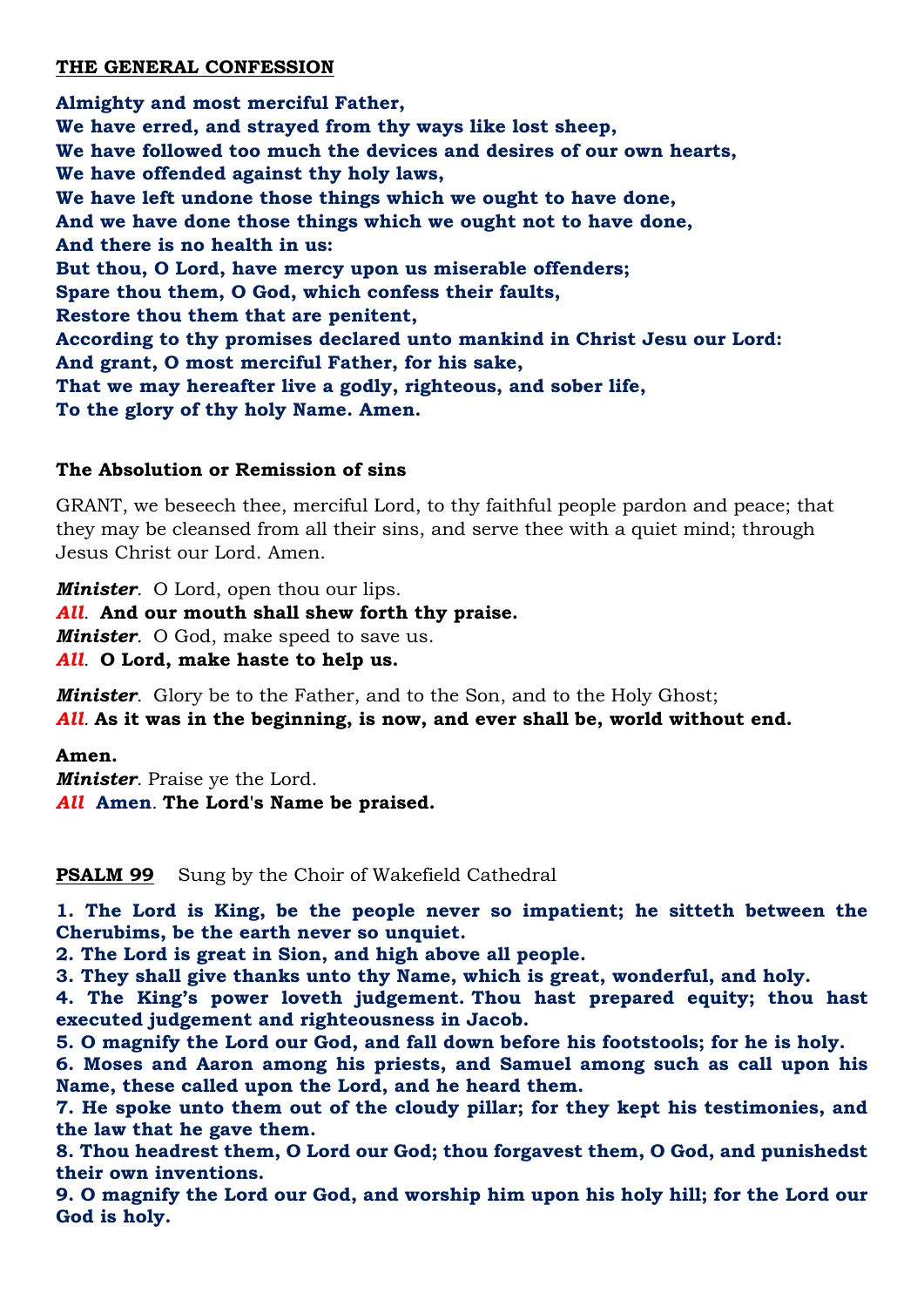**THE GENERAL CONFESSION**

**Almighty and most merciful Father,**
**We have erred, and strayed from thy ways like lost sheep,**
**We have followed too much the devices and desires of our own hearts,**
**We have offended against thy holy laws,**
**We have left undone those things which we ought to have done,**
**And we have done those things which we ought not to have done,**
**And there is no health in us:**
**But thou, O Lord, have mercy upon us miserable offenders;**
**Spare thou them, O God, which confess their faults,**
**Restore thou them that are penitent,**
**According to thy promises declared unto mankind in Christ Jesu our Lord:**
**And grant, O most merciful Father, for his sake,**
**That we may hereafter live a godly, righteous, and sober life,**
**To the glory of thy holy Name. Amen.**

**The Absolution or Remission of sins**

GRANT, we beseech thee, merciful Lord, to thy faithful people pardon and peace; that they may be cleansed from all their sins, and serve thee with a quiet mind; through Jesus Christ our Lord. Amen.

***Minister***. O Lord, open thou our lips.
***All***. **And our mouth shall shew forth thy praise.**
***Minister***. O God, make speed to save us.
***All***. **O Lord, make haste to help us.**

***Minister***. Glory be to the Father, and to the Son, and to the Holy Ghost;
***All***. **As it was in the beginning, is now, and ever shall be, world without end.**

**Amen.**
***Minister***. Praise ye the Lord.
***All*** **Amen**. **The Lord's Name be praised.**

**PSALM 99** Sung by the Choir of Wakefield Cathedral

**1. The Lord is King, be the people never so impatient; he sitteth between the Cherubims, be the earth never so unquiet.**
**2. The Lord is great in Sion, and high above all people.**
**3. They shall give thanks unto thy Name, which is great, wonderful, and holy.**
**4. The King's power loveth judgement. Thou hast prepared equity; thou hast executed judgement and righteousness in Jacob.**
**5. O magnify the Lord our God, and fall down before his footstools; for he is holy.**
**6. Moses and Aaron among his priests, and Samuel among such as call upon his Name, these called upon the Lord, and he heard them.**
**7. He spoke unto them out of the cloudy pillar; for they kept his testimonies, and the law that he gave them.**
**8. Thou headrest them, O Lord our God; thou forgavest them, O God, and punishedst their own inventions.**
**9. O magnify the Lord our God, and worship him upon his holy hill; for the Lord our God is holy.**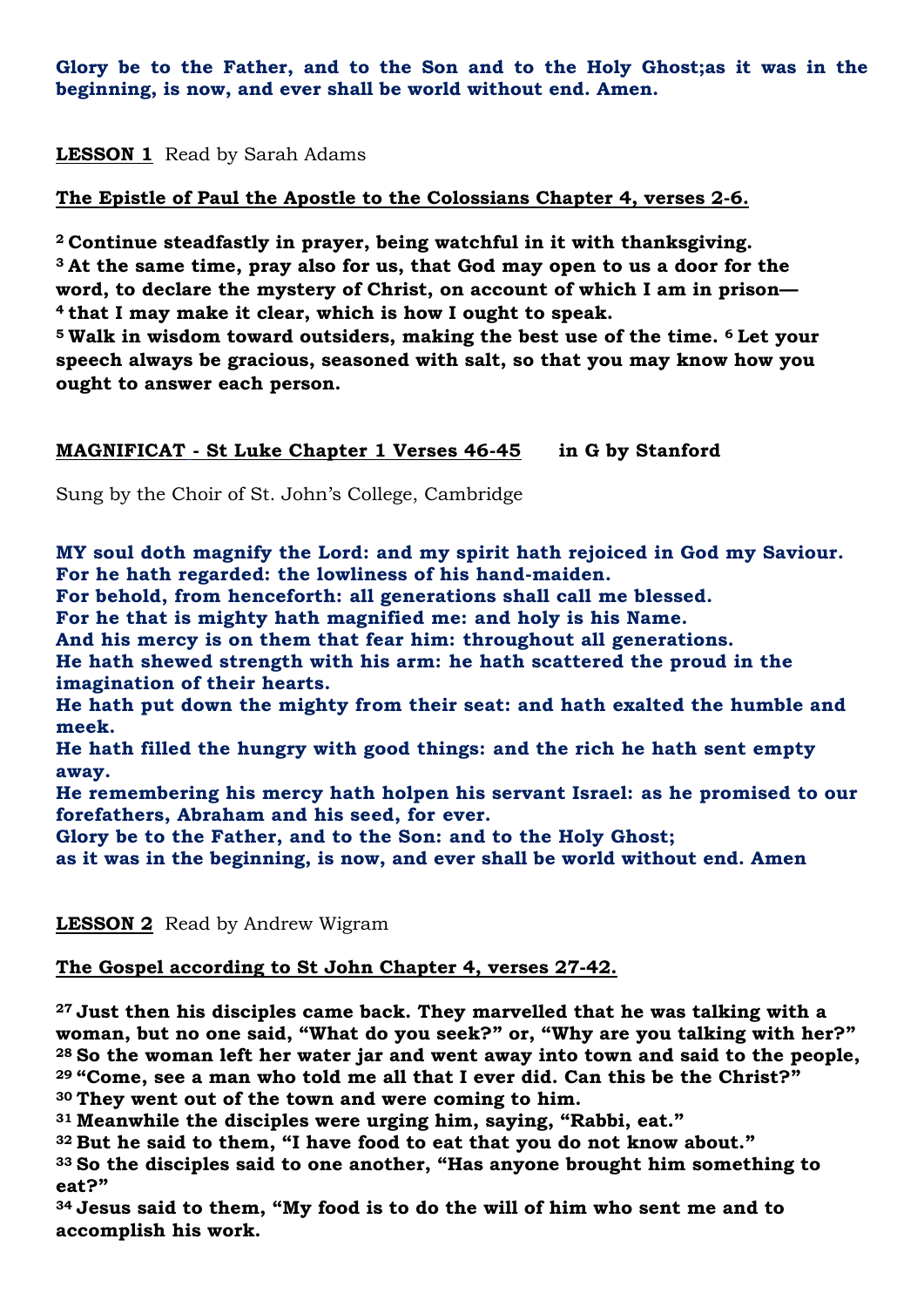**Glory be to the Father, and to the Son and to the Holy Ghost;as it was in the beginning, is now, and ever shall be world without end. Amen.**

**LESSON 1** Read by Sarah Adams

**The Epistle of Paul the Apostle to the Colossians Chapter 4, verses 2-6.**

**2 Continue steadfastly in prayer, being watchful in it with thanksgiving.**
**3 At the same time, pray also for us, that God may open to us a door for the word, to declare the mystery of Christ, on account of which I am in prison—**
**4 that I may make it clear, which is how I ought to speak.**
**5 Walk in wisdom toward outsiders, making the best use of the time. 6 Let your speech always be gracious, seasoned with salt, so that you may know how you ought to answer each person.**

**MAGNIFICAT - St Luke Chapter 1 Verses 46-45** **in G by Stanford**

Sung by the Choir of St. John's College, Cambridge

**MY soul doth magnify the Lord: and my spirit hath rejoiced in God my Saviour.**
**For he hath regarded: the lowliness of his hand-maiden.**
**For behold, from henceforth: all generations shall call me blessed.**
**For he that is mighty hath magnified me: and holy is his Name.**
**And his mercy is on them that fear him: throughout all generations.**
**He hath shewed strength with his arm: he hath scattered the proud in the imagination of their hearts.**
**He hath put down the mighty from their seat: and hath exalted the humble and meek.**
**He hath filled the hungry with good things: and the rich he hath sent empty away.**
**He remembering his mercy hath holpen his servant Israel: as he promised to our forefathers, Abraham and his seed, for ever.**
**Glory be to the Father, and to the Son: and to the Holy Ghost;**
**as it was in the beginning, is now, and ever shall be world without end. Amen**

**LESSON 2** Read by Andrew Wigram

**The Gospel according to St John Chapter 4, verses 27-42.**

**27 Just then his disciples came back. They marvelled that he was talking with a woman, but no one said, "What do you seek?" or, "Why are you talking with her?"**
**28 So the woman left her water jar and went away into town and said to the people,**
**29 "Come, see a man who told me all that I ever did. Can this be the Christ?"**
**30 They went out of the town and were coming to him.**
**31 Meanwhile the disciples were urging him, saying, "Rabbi, eat."**
**32 But he said to them, "I have food to eat that you do not know about."**
**33 So the disciples said to one another, "Has anyone brought him something to eat?"**
**34 Jesus said to them, "My food is to do the will of him who sent me and to accomplish his work.**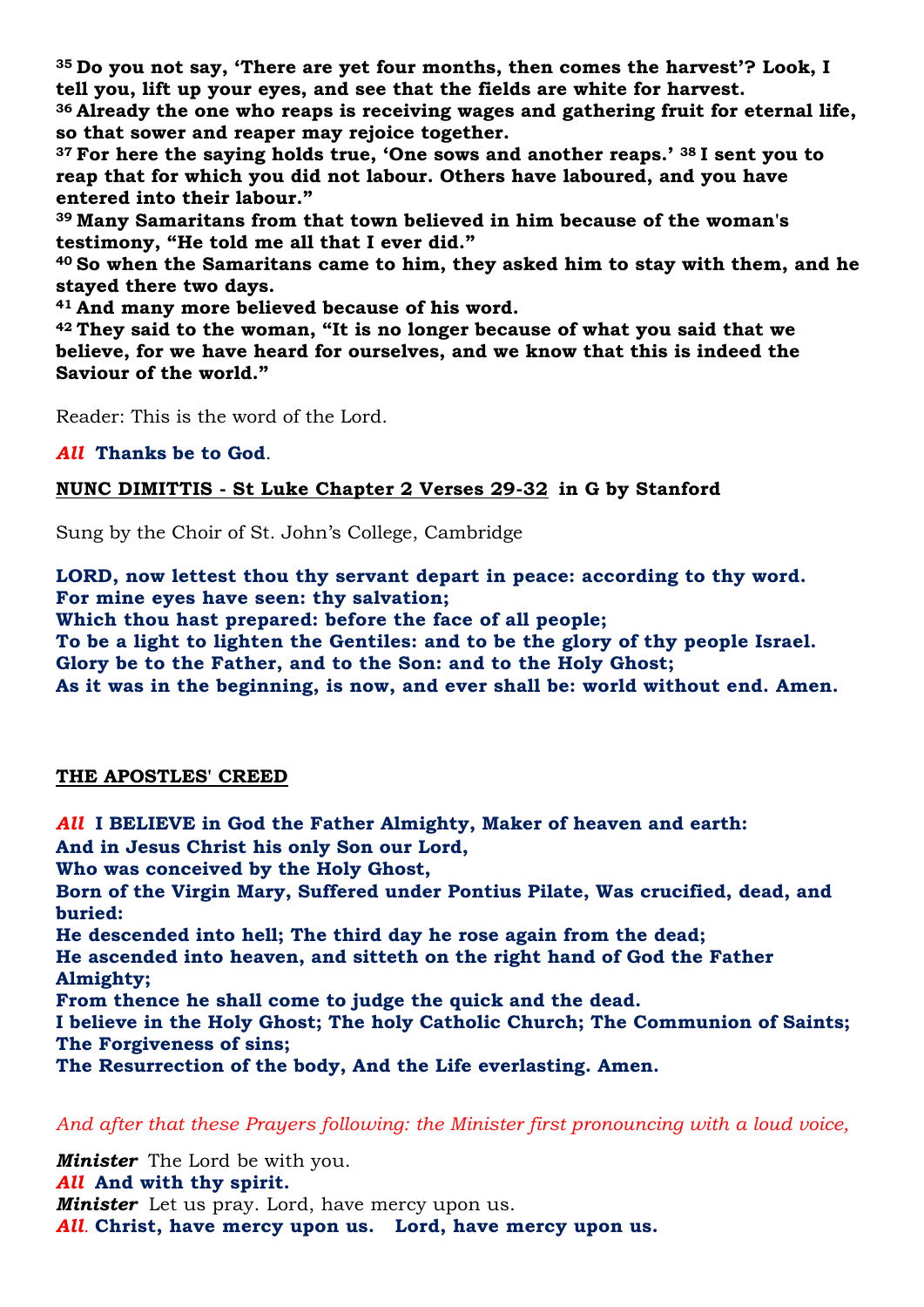**[35] Do you not say, 'There are yet four months, then comes the harvest'? Look, I tell you, lift up your eyes, and see that the fields are white for harvest.**
**[36] Already the one who reaps is receiving wages and gathering fruit for eternal life, so that sower and reaper may rejoice together.**
**[37] For here the saying holds true, 'One sows and another reaps.' [38] I sent you to reap that for which you did not labour. Others have laboured, and you have entered into their labour."**
**[39] Many Samaritans from that town believed in him because of the woman's testimony, "He told me all that I ever did."**
**[40] So when the Samaritans came to him, they asked him to stay with them, and he stayed there two days.**
**[41] And many more believed because of his word.**
**[42] They said to the woman, "It is no longer because of what you said that we believe, for we have heard for ourselves, and we know that this is indeed the Saviour of the world."**

Reader: This is the word of the Lord.

*All* **Thanks be to God**.

**NUNC DIMITTIS - St Luke Chapter 2 Verses 29-32 in G by Stanford**

Sung by the Choir of St. John's College, Cambridge

**LORD, now lettest thou thy servant depart in peace: according to thy word.**
**For mine eyes have seen: thy salvation;**
**Which thou hast prepared: before the face of all people;**
**To be a light to lighten the Gentiles: and to be the glory of thy people Israel.**
**Glory be to the Father, and to the Son: and to the Holy Ghost;**
**As it was in the beginning, is now, and ever shall be: world without end. Amen.**

**THE APOSTLES' CREED**

*All* **I BELIEVE in God the Father Almighty, Maker of heaven and earth:**
**And in Jesus Christ his only Son our Lord,**
**Who was conceived by the Holy Ghost,**
**Born of the Virgin Mary, Suffered under Pontius Pilate, Was crucified, dead, and buried:**
**He descended into hell; The third day he rose again from the dead;**
**He ascended into heaven, and sitteth on the right hand of God the Father Almighty;**
**From thence he shall come to judge the quick and the dead.**
**I believe in the Holy Ghost; The holy Catholic Church; The Communion of Saints; The Forgiveness of sins;**
**The Resurrection of the body, And the Life everlasting. Amen.**

*And after that these Prayers following: the Minister first pronouncing with a loud voice,*

***Minister*** The Lord be with you.
*All* **And with thy spirit.**
***Minister*** Let us pray. Lord, have mercy upon us.
*All.* **Christ, have mercy upon us. Lord, have mercy upon us.**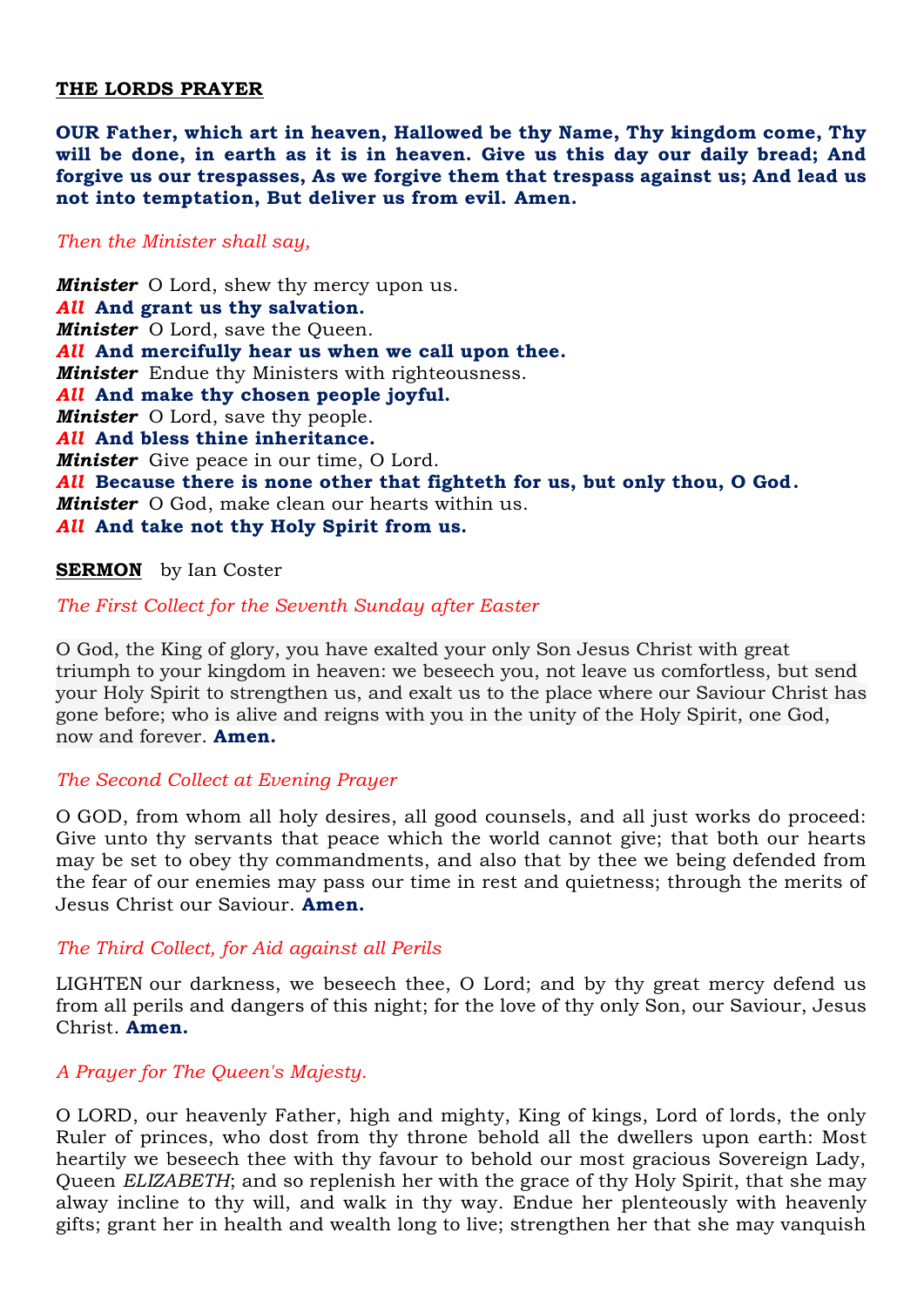**THE LORDS PRAYER**

**OUR Father, which art in heaven, Hallowed be thy Name, Thy kingdom come, Thy will be done, in earth as it is in heaven. Give us this day our daily bread; And forgive us our trespasses, As we forgive them that trespass against us; And lead us not into temptation, But deliver us from evil. Amen.**

*Then the Minister shall say,*

***Minister*** O Lord, shew thy mercy upon us.
***All*** **And grant us thy salvation.**
***Minister*** O Lord, save the Queen.
***All*** **And mercifully hear us when we call upon thee.**
***Minister*** Endue thy Ministers with righteousness.
***All*** **And make thy chosen people joyful.**
***Minister*** O Lord, save thy people.
***All*** **And bless thine inheritance.**
***Minister*** Give peace in our time, O Lord.
***All*** **Because there is none other that fighteth for us, but only thou, O God.**
***Minister*** O God, make clean our hearts within us.
***All*** **And take not thy Holy Spirit from us.**

**SERMON** by Ian Coster

*The First Collect for the Seventh Sunday after Easter*

O God, the King of glory, you have exalted your only Son Jesus Christ with great triumph to your kingdom in heaven: we beseech you, not leave us comfortless, but send your Holy Spirit to strengthen us, and exalt us to the place where our Saviour Christ has gone before; who is alive and reigns with you in the unity of the Holy Spirit, one God, now and forever. **Amen.**

*The Second Collect at Evening Prayer*

O GOD, from whom all holy desires, all good counsels, and all just works do proceed: Give unto thy servants that peace which the world cannot give; that both our hearts may be set to obey thy commandments, and also that by thee we being defended from the fear of our enemies may pass our time in rest and quietness; through the merits of Jesus Christ our Saviour. **Amen.**

*The Third Collect, for Aid against all Perils*

LIGHTEN our darkness, we beseech thee, O Lord; and by thy great mercy defend us from all perils and dangers of this night; for the love of thy only Son, our Saviour, Jesus Christ. **Amen.**

*A Prayer for The Queen's Majesty.*

O LORD, our heavenly Father, high and mighty, King of kings, Lord of lords, the only Ruler of princes, who dost from thy throne behold all the dwellers upon earth: Most heartily we beseech thee with thy favour to behold our most gracious Sovereign Lady, Queen *ELIZABETH*; and so replenish her with the grace of thy Holy Spirit, that she may alway incline to thy will, and walk in thy way. Endue her plenteously with heavenly gifts; grant her in health and wealth long to live; strengthen her that she may vanquish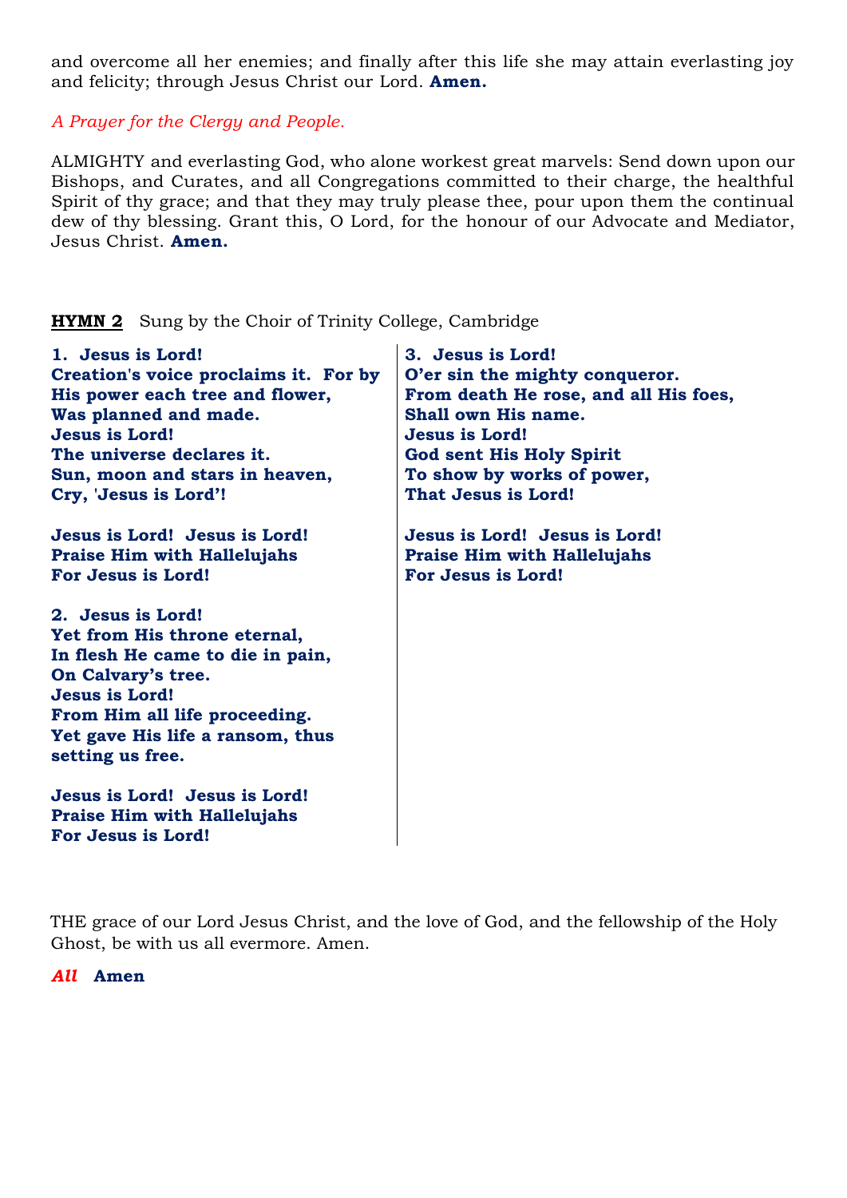and overcome all her enemies; and finally after this life she may attain everlasting joy and felicity; through Jesus Christ our Lord. **Amen.**

*A Prayer for the Clergy and People.*

ALMIGHTY and everlasting God, who alone workest great marvels: Send down upon our Bishops, and Curates, and all Congregations committed to their charge, the healthful Spirit of thy grace; and that they may truly please thee, pour upon them the continual dew of thy blessing. Grant this, O Lord, for the honour of our Advocate and Mediator, Jesus Christ. **Amen.**

**HYMN 2** Sung by the Choir of Trinity College, Cambridge

**1. Jesus is Lord!**
**Creation's voice proclaims it. For by His power each tree and flower,**
**Was planned and made.**
**Jesus is Lord!**
**The universe declares it.**
**Sun, moon and stars in heaven,**
**Cry, 'Jesus is Lord'!**

**Jesus is Lord! Jesus is Lord!**
**Praise Him with Hallelujahs**
**For Jesus is Lord!**

**2. Jesus is Lord!**
**Yet from His throne eternal,**
**In flesh He came to die in pain,**
**On Calvary's tree.**
**Jesus is Lord!**
**From Him all life proceeding.**
**Yet gave His life a ransom, thus setting us free.**

**Jesus is Lord! Jesus is Lord!**
**Praise Him with Hallelujahs**
**For Jesus is Lord!**

**3. Jesus is Lord!**
**O'er sin the mighty conqueror.**
**From death He rose, and all His foes,**
**Shall own His name.**
**Jesus is Lord!**
**God sent His Holy Spirit**
**To show by works of power,**
**That Jesus is Lord!**

**Jesus is Lord! Jesus is Lord!**
**Praise Him with Hallelujahs**
**For Jesus is Lord!**

THE grace of our Lord Jesus Christ, and the love of God, and the fellowship of the Holy Ghost, be with us all evermore. Amen.

***All*** **Amen**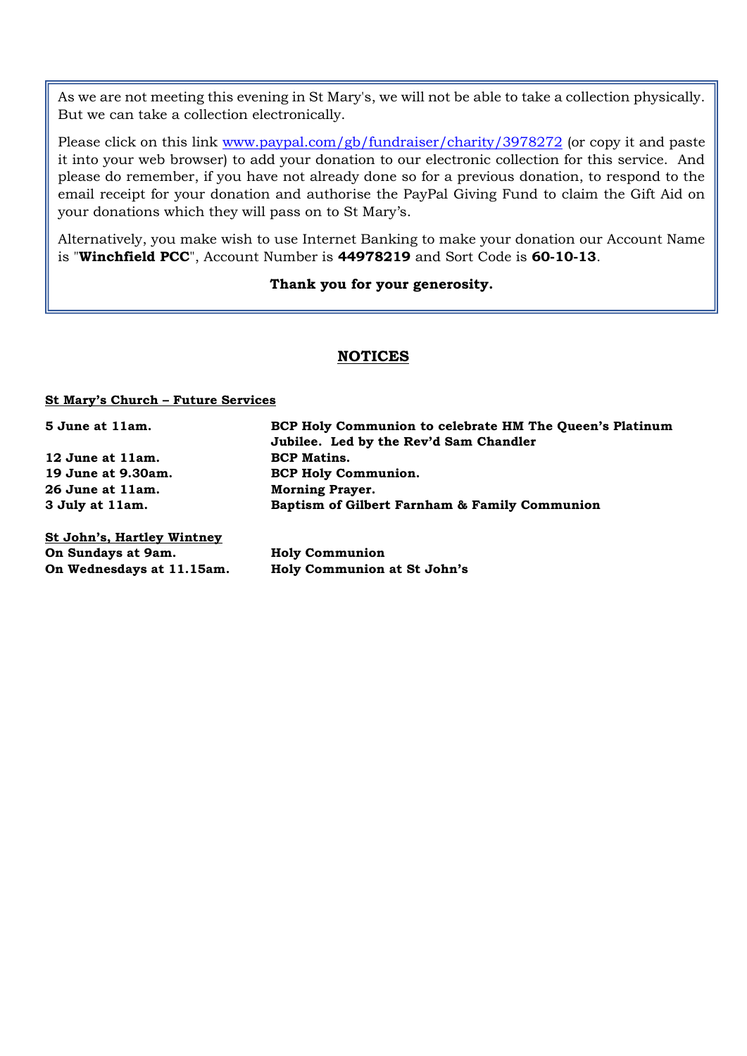As we are not meeting this evening in St Mary's, we will not be able to take a collection physically. But we can take a collection electronically.

Please click on this link [www.paypal.com/gb/fundraiser/charity/3978272](www.paypal.com/gb/fundraiser/charity/3978272) (or copy it and paste it into your web browser) to add your donation to our electronic collection for this service. And please do remember, if you have not already done so for a previous donation, to respond to the email receipt for your donation and authorise the PayPal Giving Fund to claim the Gift Aid on your donations which they will pass on to St Mary's.

Alternatively, you make wish to use Internet Banking to make your donation our Account Name is "**Winchfield PCC**", Account Number is **44978219** and Sort Code is **60-10-13**.

**Thank you for your generosity.**

## NOTICES

**St Mary's Church – Future Services**

| | |
|---|---|
| **5 June at 11am.** | **BCP Holy Communion to celebrate HM The Queen's Platinum Jubilee. Led by the Rev'd Sam Chandler** |
| **12 June at 11am.** | **BCP Matins.** |
| **19 June at 9.30am.** | **BCP Holy Communion.** |
| **26 June at 11am.** | **Morning Prayer.** |
| **3 July at 11am.** | **Baptism of Gilbert Farnham & Family Communion** |

**St John's, Hartley Wintney**

| | |
|---|---|
| **On Sundays at 9am.** | **Holy Communion** |
| **On Wednesdays at 11.15am.** | **Holy Communion at St John's** |